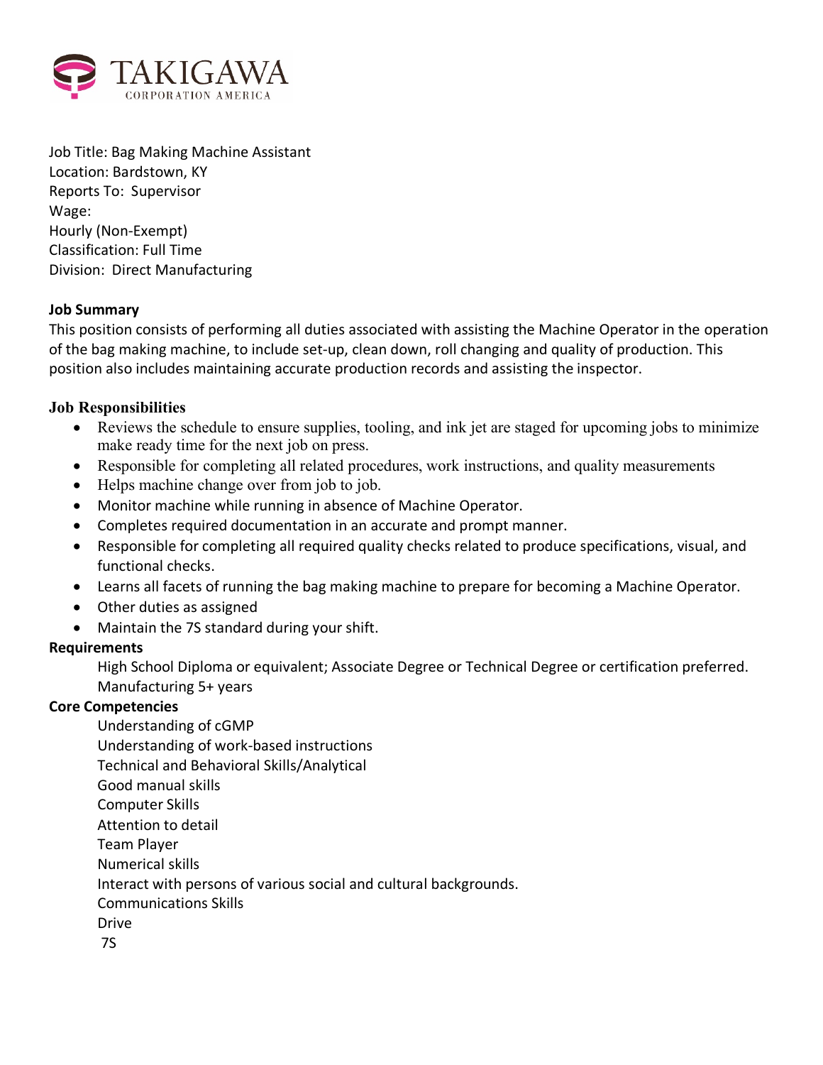TAKIGAWA
CORPORATION AMERICA

Job Title: Bag Making Machine Assistant
Location: Bardstown, KY
Reports To: Supervisor
Wage:
Hourly (Non-Exempt)
Classification: Full Time
Division: Direct Manufacturing

**Job Summary**

This position consists of performing all duties associated with assisting the Machine Operator in the operation of the bag making machine, to include set-up, clean down, roll changing and quality of production. This position also includes maintaining accurate production records and assisting the inspector.

**Job Responsibilities**

- Reviews the schedule to ensure supplies, tooling, and ink jet are staged for upcoming jobs to minimize make ready time for the next job on press.
- Responsible for completing all related procedures, work instructions, and quality measurements
- Helps machine change over from job to job.
- Monitor machine while running in absence of Machine Operator.
- Completes required documentation in an accurate and prompt manner.
- Responsible for completing all required quality checks related to produce specifications, visual, and functional checks.
- Learns all facets of running the bag making machine to prepare for becoming a Machine Operator.
- Other duties as assigned
- Maintain the 7S standard during your shift.

**Requirements**

High School Diploma or equivalent; Associate Degree or Technical Degree or certification preferred.
Manufacturing 5+ years

**Core Competencies**

Understanding of cGMP
Understanding of work-based instructions
Technical and Behavioral Skills/Analytical
Good manual skills
Computer Skills
Attention to detail
Team Player
Numerical skills
Interact with persons of various social and cultural backgrounds.
Communications Skills
Drive
7S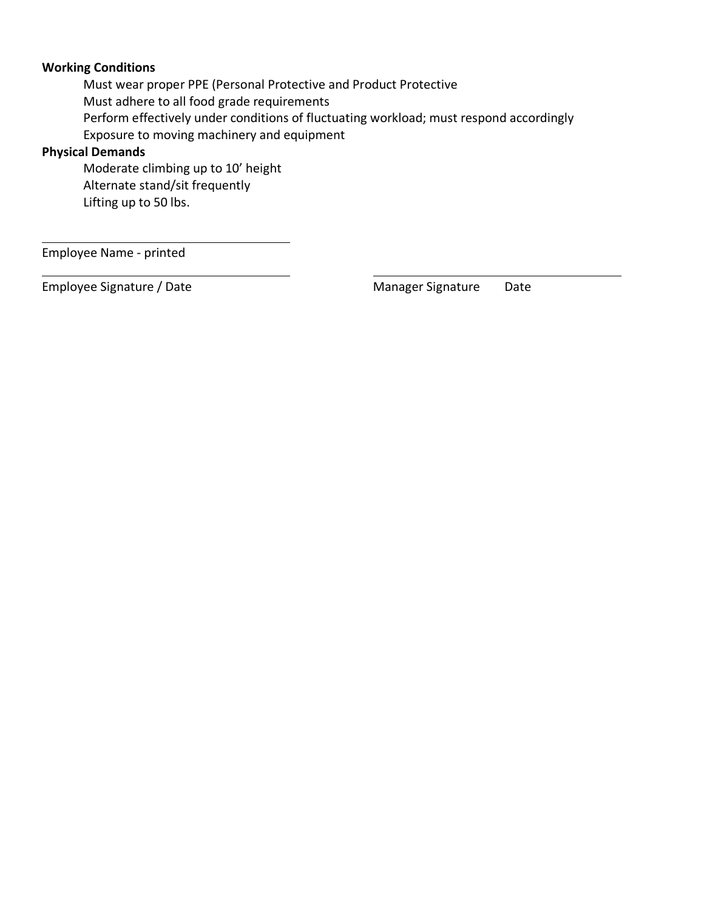**Working Conditions**

Must wear proper PPE (Personal Protective and Product Protective
Must adhere to all food grade requirements
Perform effectively under conditions of fluctuating workload; must respond accordingly
Exposure to moving machinery and equipment

**Physical Demands**

Moderate climbing up to 10' height
Alternate stand/sit frequently
Lifting up to 50 lbs.

\_\_\_\_\_\_\_\_\_\_\_\_\_\_\_\_\_\_\_\_\_\_\_\_\_\_\_\_\_\_\_\_\_\_\_\_
Employee Name - printed

\_\_\_\_\_\_\_\_\_\_\_\_\_\_\_\_\_\_\_\_\_\_\_\_\_\_\_\_\_\_\_\_\_\_\_\_
Employee Signature / Date

\_\_\_\_\_\_\_\_\_\_\_\_\_\_\_\_\_\_\_\_\_\_\_\_\_\_\_\_\_\_\_\_\_\_\_\_
Manager Signature Date